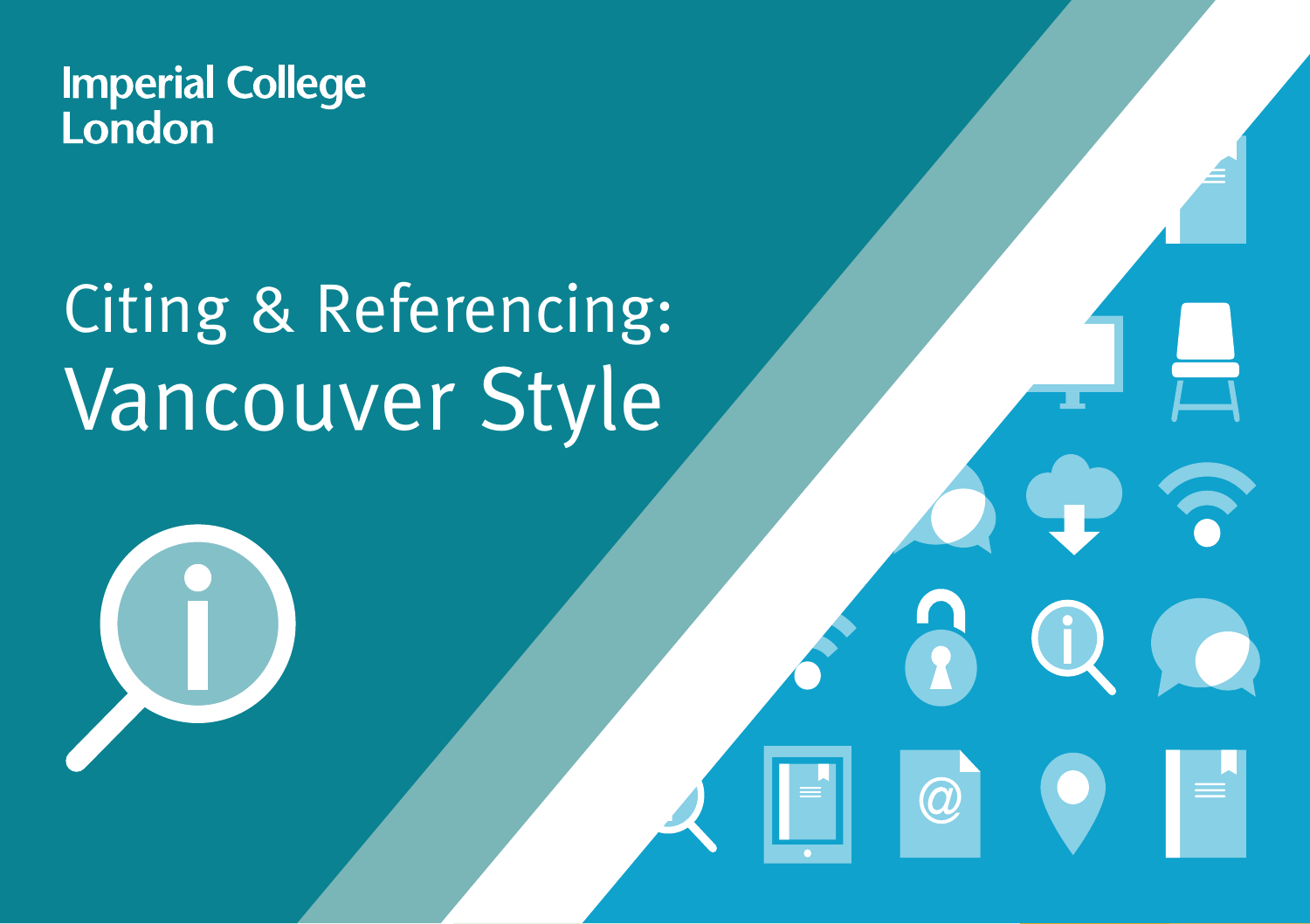Imperial College London

# Citing & Referencing: Vancouver Style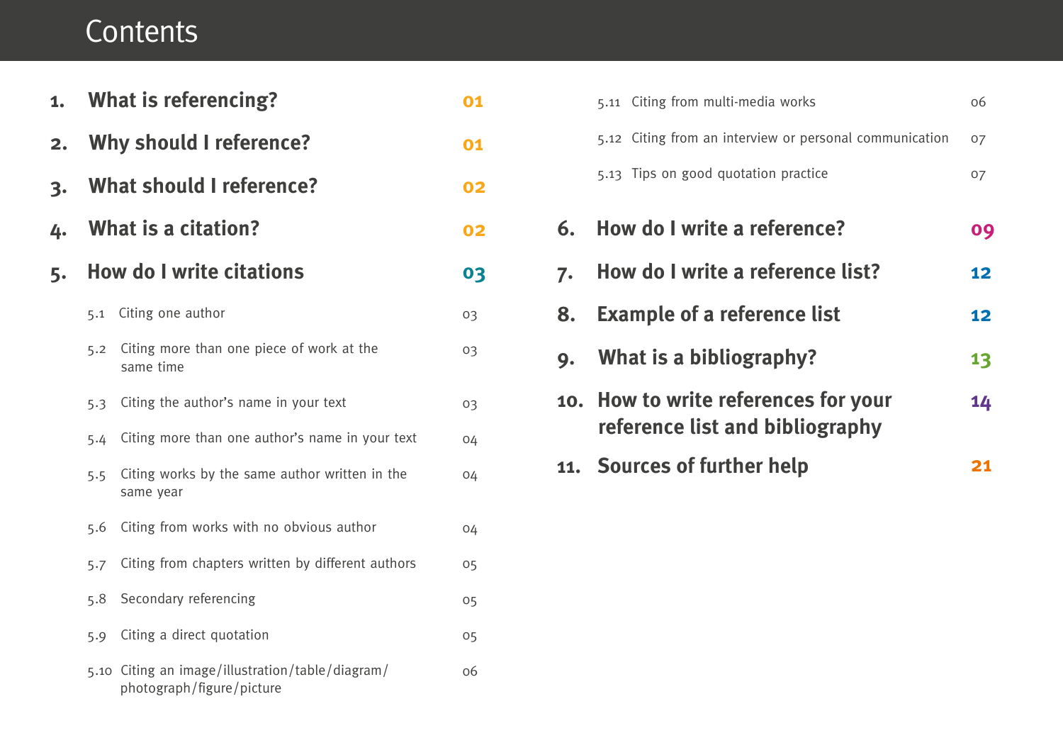# Contents

1. **What is referencing?** 01
2. **Why should I reference?** 01
3. **What should I reference?** 02
4. **What is a citation?** 02
5. **How do I write citations** 03
   - 5.1 Citing one author 03
   - 5.2 Citing more than one piece of work at the same time 03
   - 5.3 Citing the author's name in your text 03
   - 5.4 Citing more than one author's name in your text 04
   - 5.5 Citing works by the same author written in the same year 04
   - 5.6 Citing from works with no obvious author 04
   - 5.7 Citing from chapters written by different authors 05
   - 5.8 Secondary referencing 05
   - 5.9 Citing a direct quotation 05
   - 5.10 Citing an image/illustration/table/diagram/photograph/figure/picture 06
   - 5.11 Citing from multi-media works 06
   - 5.12 Citing from an interview or personal communication 07
   - 5.13 Tips on good quotation practice 07
6. **How do I write a reference?** 09
7. **How do I write a reference list?** 12
8. **Example of a reference list** 12
9. **What is a bibliography?** 13
10. **How to write references for your reference list and bibliography** 14
11. **Sources of further help** 21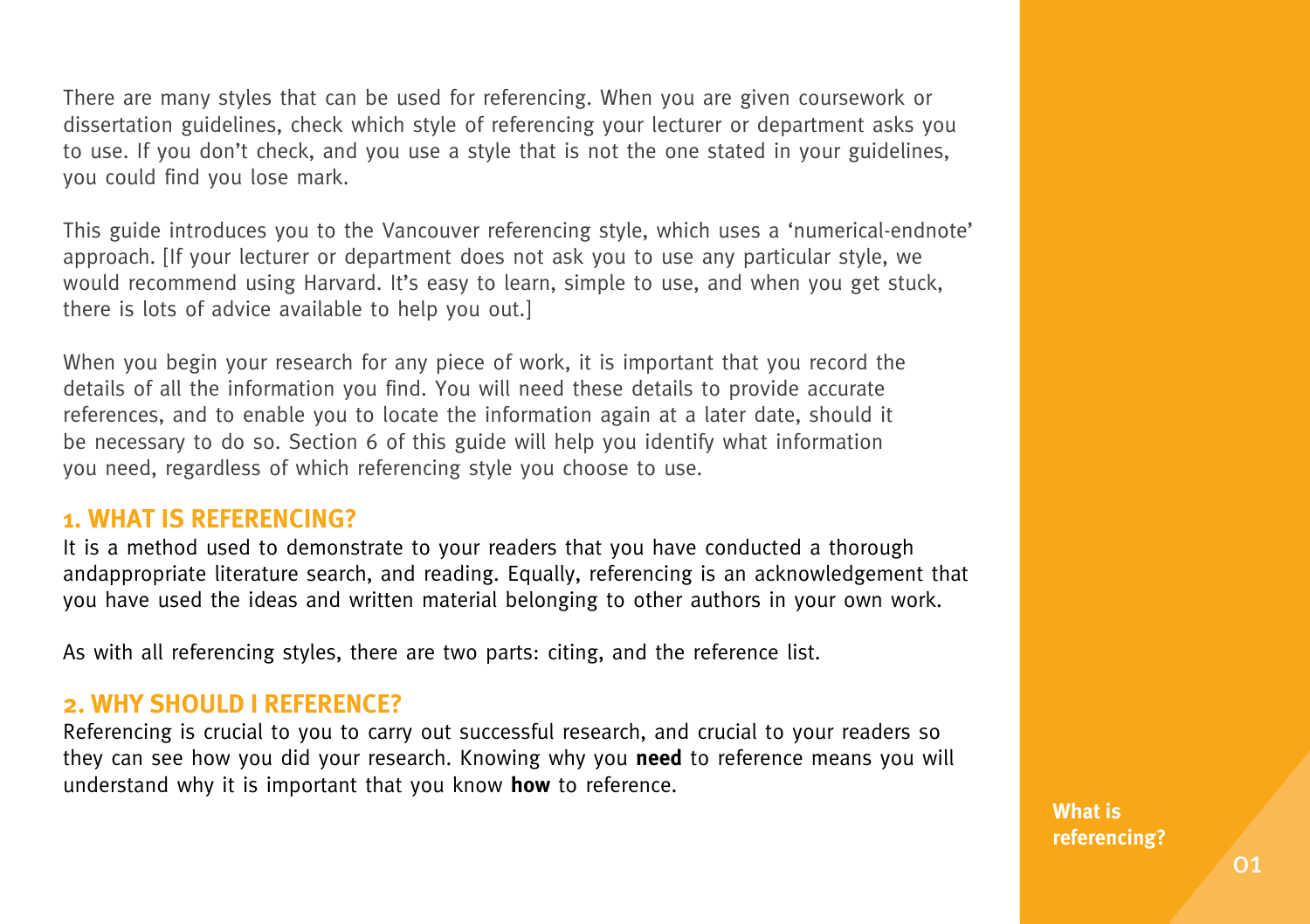There are many styles that can be used for referencing. When you are given coursework or dissertation guidelines, check which style of referencing your lecturer or department asks you to use. If you don't check, and you use a style that is not the one stated in your guidelines, you could find you lose mark.

This guide introduces you to the Vancouver referencing style, which uses a 'numerical-endnote' approach. [If your lecturer or department does not ask you to use any particular style, we would recommend using Harvard. It's easy to learn, simple to use, and when you get stuck, there is lots of advice available to help you out.]

When you begin your research for any piece of work, it is important that you record the details of all the information you find. You will need these details to provide accurate references, and to enable you to locate the information again at a later date, should it be necessary to do so. Section 6 of this guide will help you identify what information you need, regardless of which referencing style you choose to use.

## 1. WHAT IS REFERENCING?

It is a method used to demonstrate to your readers that you have conducted a thorough andappropriate literature search, and reading. Equally, referencing is an acknowledgement that you have used the ideas and written material belonging to other authors in your own work.

As with all referencing styles, there are two parts: citing, and the reference list.

## 2. WHY SHOULD I REFERENCE?

Referencing is crucial to you to carry out successful research, and crucial to your readers so they can see how you did your research. Knowing why you **need** to reference means you will understand why it is important that you know **how** to reference.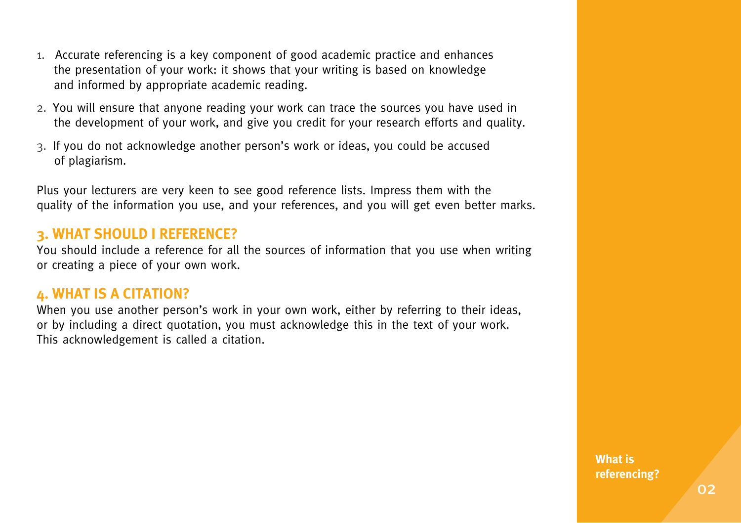1. Accurate referencing is a key component of good academic practice and enhances the presentation of your work: it shows that your writing is based on knowledge and informed by appropriate academic reading.
2. You will ensure that anyone reading your work can trace the sources you have used in the development of your work, and give you credit for your research efforts and quality.
3. If you do not acknowledge another person's work or ideas, you could be accused of plagiarism.

Plus your lecturers are very keen to see good reference lists. Impress them with the quality of the information you use, and your references, and you will get even better marks.

## 3. WHAT SHOULD I REFERENCE?

You should include a reference for all the sources of information that you use when writing or creating a piece of your own work.

## 4. WHAT IS A CITATION?

When you use another person's work in your own work, either by referring to their ideas, or by including a direct quotation, you must acknowledge this in the text of your work. This acknowledgement is called a citation.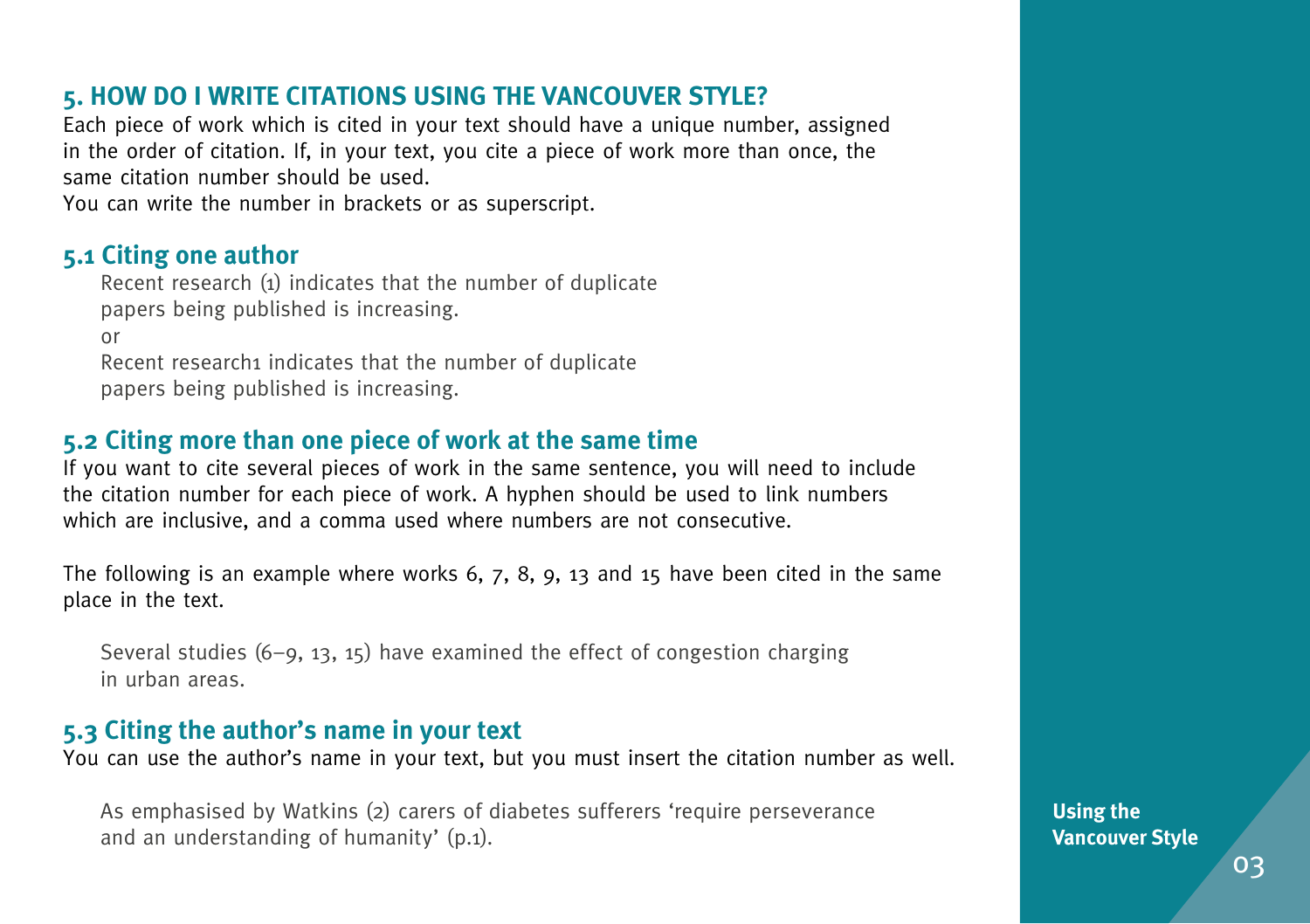## 5. HOW DO I WRITE CITATIONS USING THE VANCOUVER STYLE?

Each piece of work which is cited in your text should have a unique number, assigned in the order of citation. If, in your text, you cite a piece of work more than once, the same citation number should be used.
You can write the number in brackets or as superscript.

### 5.1 Citing one author

> Recent research (1) indicates that the number of duplicate papers being published is increasing.
>
> or
>
> Recent research[1] indicates that the number of duplicate papers being published is increasing.

### 5.2 Citing more than one piece of work at the same time

If you want to cite several pieces of work in the same sentence, you will need to include the citation number for each piece of work. A hyphen should be used to link numbers which are inclusive, and a comma used where numbers are not consecutive.

The following is an example where works 6, 7, 8, 9, 13 and 15 have been cited in the same place in the text.

> Several studies (6–9, 13, 15) have examined the effect of congestion charging in urban areas.

### 5.3 Citing the author's name in your text

You can use the author's name in your text, but you must insert the citation number as well.

> As emphasised by Watkins (2) carers of diabetes sufferers 'require perseverance and an understanding of humanity' (p.1).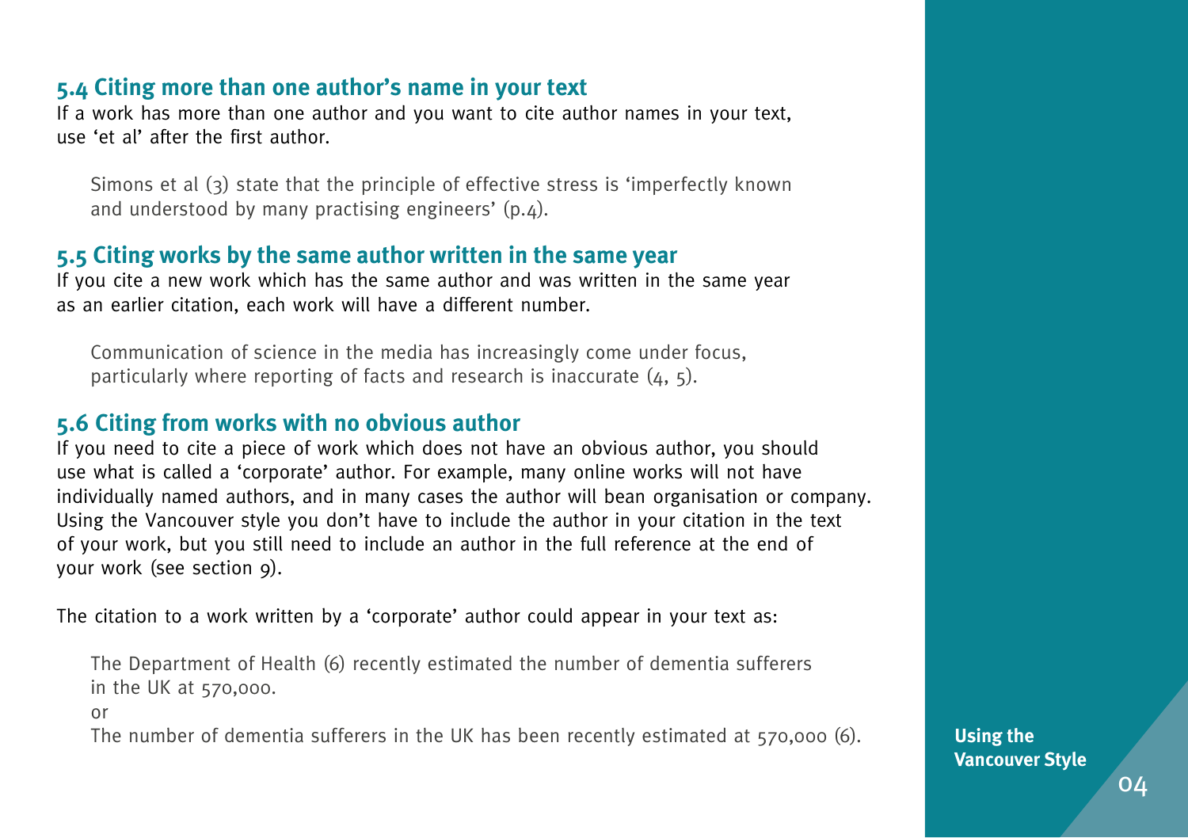### 5.4 Citing more than one author's name in your text

If a work has more than one author and you want to cite author names in your text, use 'et al' after the first author.

> Simons et al (3) state that the principle of effective stress is 'imperfectly known and understood by many practising engineers' (p.4).

### 5.5 Citing works by the same author written in the same year

If you cite a new work which has the same author and was written in the same year as an earlier citation, each work will have a different number.

> Communication of science in the media has increasingly come under focus, particularly where reporting of facts and research is inaccurate (4, 5).

### 5.6 Citing from works with no obvious author

If you need to cite a piece of work which does not have an obvious author, you should use what is called a 'corporate' author. For example, many online works will not have individually named authors, and in many cases the author will bean organisation or company. Using the Vancouver style you don't have to include the author in your citation in the text of your work, but you still need to include an author in the full reference at the end of your work (see section 9).

The citation to a work written by a 'corporate' author could appear in your text as:

> The Department of Health (6) recently estimated the number of dementia sufferers in the UK at 570,000.
>
> or
>
> The number of dementia sufferers in the UK has been recently estimated at 570,000 (6).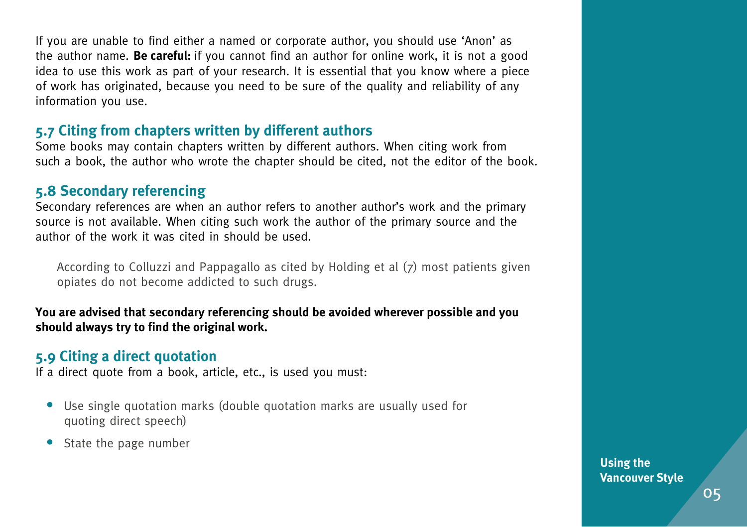If you are unable to find either a named or corporate author, you should use 'Anon' as the author name. **Be careful:** if you cannot find an author for online work, it is not a good idea to use this work as part of your research. It is essential that you know where a piece of work has originated, because you need to be sure of the quality and reliability of any information you use.

## 5.7 Citing from chapters written by different authors

Some books may contain chapters written by different authors. When citing work from such a book, the author who wrote the chapter should be cited, not the editor of the book.

## 5.8 Secondary referencing

Secondary references are when an author refers to another author's work and the primary source is not available. When citing such work the author of the primary source and the author of the work it was cited in should be used.

> According to Colluzzi and Pappagallo as cited by Holding et al (7) most patients given opiates do not become addicted to such drugs.

**You are advised that secondary referencing should be avoided wherever possible and you should always try to find the original work.**

## 5.9 Citing a direct quotation

If a direct quote from a book, article, etc., is used you must:

- Use single quotation marks (double quotation marks are usually used for quoting direct speech)
- State the page number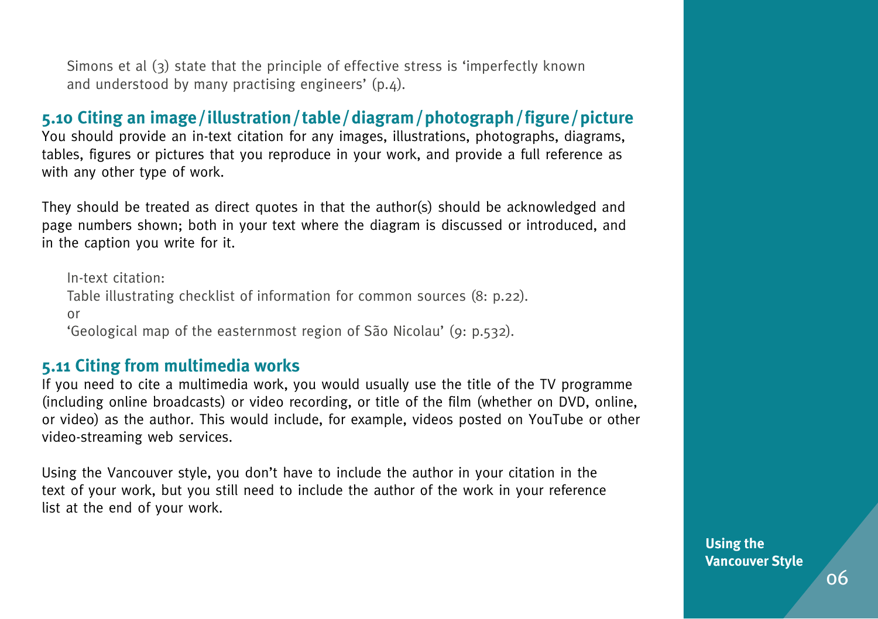Simons et al (3) state that the principle of effective stress is 'imperfectly known and understood by many practising engineers' (p.4).

## 5.10 Citing an image / illustration / table / diagram / photograph / figure / picture

You should provide an in-text citation for any images, illustrations, photographs, diagrams, tables, figures or pictures that you reproduce in your work, and provide a full reference as with any other type of work.

They should be treated as direct quotes in that the author(s) should be acknowledged and page numbers shown; both in your text where the diagram is discussed or introduced, and in the caption you write for it.

In-text citation:
Table illustrating checklist of information for common sources (8: p.22).
or
'Geological map of the easternmost region of São Nicolau' (9: p.532).

## 5.11 Citing from multimedia works

If you need to cite a multimedia work, you would usually use the title of the TV programme (including online broadcasts) or video recording, or title of the film (whether on DVD, online, or video) as the author. This would include, for example, videos posted on YouTube or other video-streaming web services.

Using the Vancouver style, you don't have to include the author in your citation in the text of your work, but you still need to include the author of the work in your reference list at the end of your work.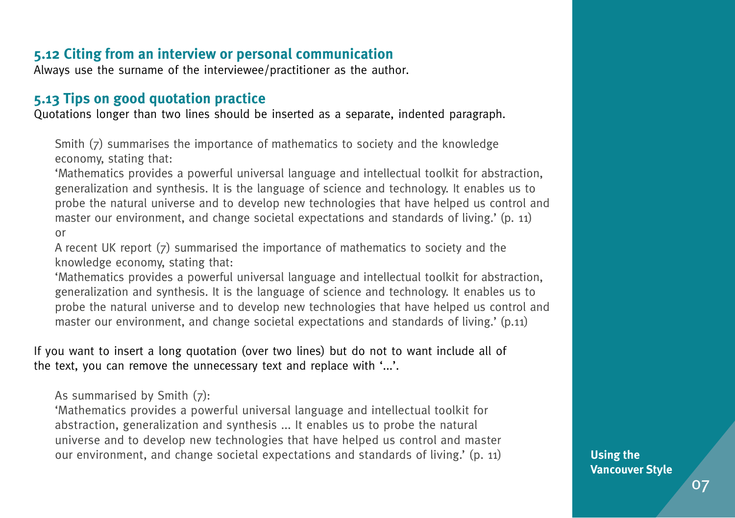## 5.12 Citing from an interview or personal communication

Always use the surname of the interviewee/practitioner as the author.

## 5.13 Tips on good quotation practice

Quotations longer than two lines should be inserted as a separate, indented paragraph.

> Smith (7) summarises the importance of mathematics to society and the knowledge economy, stating that:
>
> 'Mathematics provides a powerful universal language and intellectual toolkit for abstraction, generalization and synthesis. It is the language of science and technology. It enables us to probe the natural universe and to develop new technologies that have helped us control and master our environment, and change societal expectations and standards of living.' (p. 11)
>
> or
>
> A recent UK report (7) summarised the importance of mathematics to society and the knowledge economy, stating that:
>
> 'Mathematics provides a powerful universal language and intellectual toolkit for abstraction, generalization and synthesis. It is the language of science and technology. It enables us to probe the natural universe and to develop new technologies that have helped us control and master our environment, and change societal expectations and standards of living.' (p.11)

If you want to insert a long quotation (over two lines) but do not to want include all of the text, you can remove the unnecessary text and replace with '...'.

> As summarised by Smith (7):
>
> 'Mathematics provides a powerful universal language and intellectual toolkit for abstraction, generalization and synthesis ... It enables us to probe the natural universe and to develop new technologies that have helped us control and master our environment, and change societal expectations and standards of living.' (p. 11)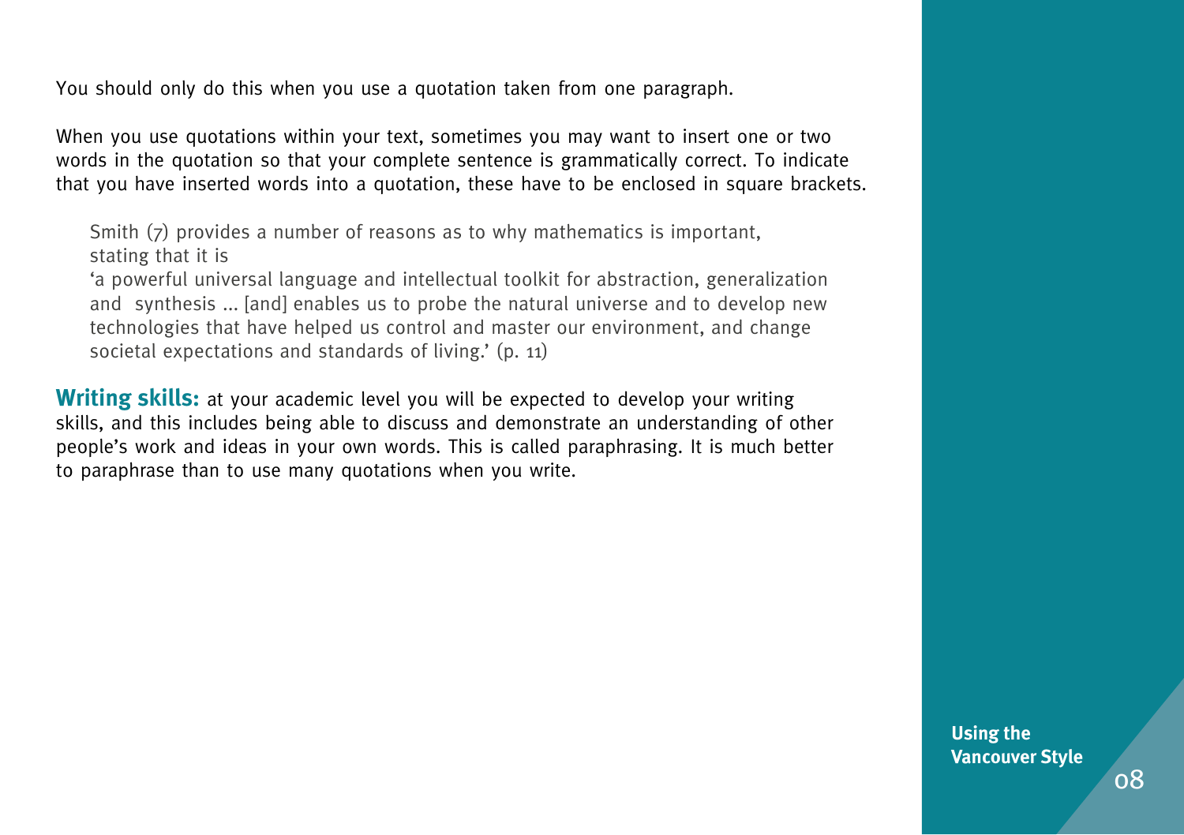You should only do this when you use a quotation taken from one paragraph.

When you use quotations within your text, sometimes you may want to insert one or two words in the quotation so that your complete sentence is grammatically correct. To indicate that you have inserted words into a quotation, these have to be enclosed in square brackets.

> Smith (7) provides a number of reasons as to why mathematics is important, stating that it is
> 'a powerful universal language and intellectual toolkit for abstraction, generalization and synthesis ... [and] enables us to probe the natural universe and to develop new technologies that have helped us control and master our environment, and change societal expectations and standards of living.' (p. 11)

**Writing skills:** at your academic level you will be expected to develop your writing skills, and this includes being able to discuss and demonstrate an understanding of other people's work and ideas in your own words. This is called paraphrasing. It is much better to paraphrase than to use many quotations when you write.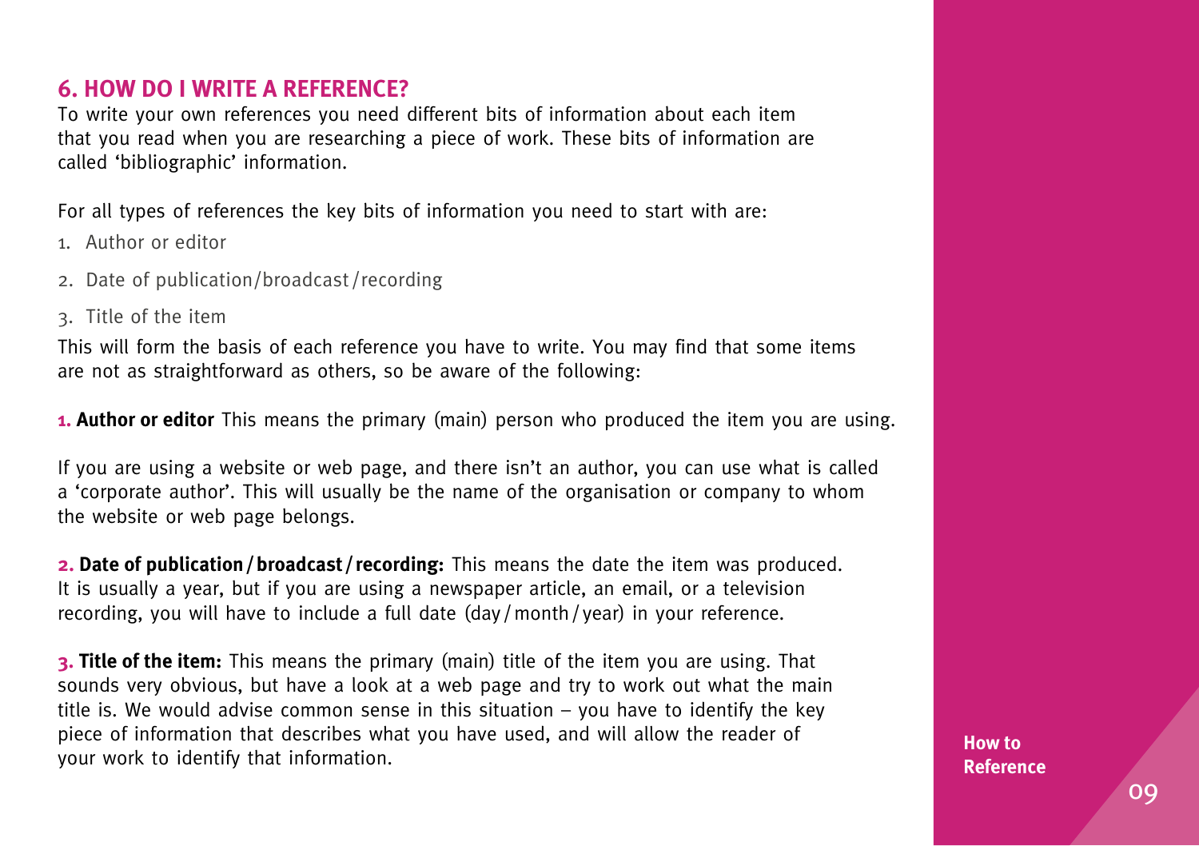## 6. HOW DO I WRITE A REFERENCE?

To write your own references you need different bits of information about each item that you read when you are researching a piece of work. These bits of information are called 'bibliographic' information.

For all types of references the key bits of information you need to start with are:

1. Author or editor
2. Date of publication/broadcast/recording
3. Title of the item

This will form the basis of each reference you have to write. You may find that some items are not as straightforward as others, so be aware of the following:

**1. Author or editor** This means the primary (main) person who produced the item you are using.

If you are using a website or web page, and there isn't an author, you can use what is called a 'corporate author'. This will usually be the name of the organisation or company to whom the website or web page belongs.

**2. Date of publication / broadcast / recording:** This means the date the item was produced. It is usually a year, but if you are using a newspaper article, an email, or a television recording, you will have to include a full date (day / month / year) in your reference.

**3. Title of the item:** This means the primary (main) title of the item you are using. That sounds very obvious, but have a look at a web page and try to work out what the main title is. We would advise common sense in this situation – you have to identify the key piece of information that describes what you have used, and will allow the reader of your work to identify that information.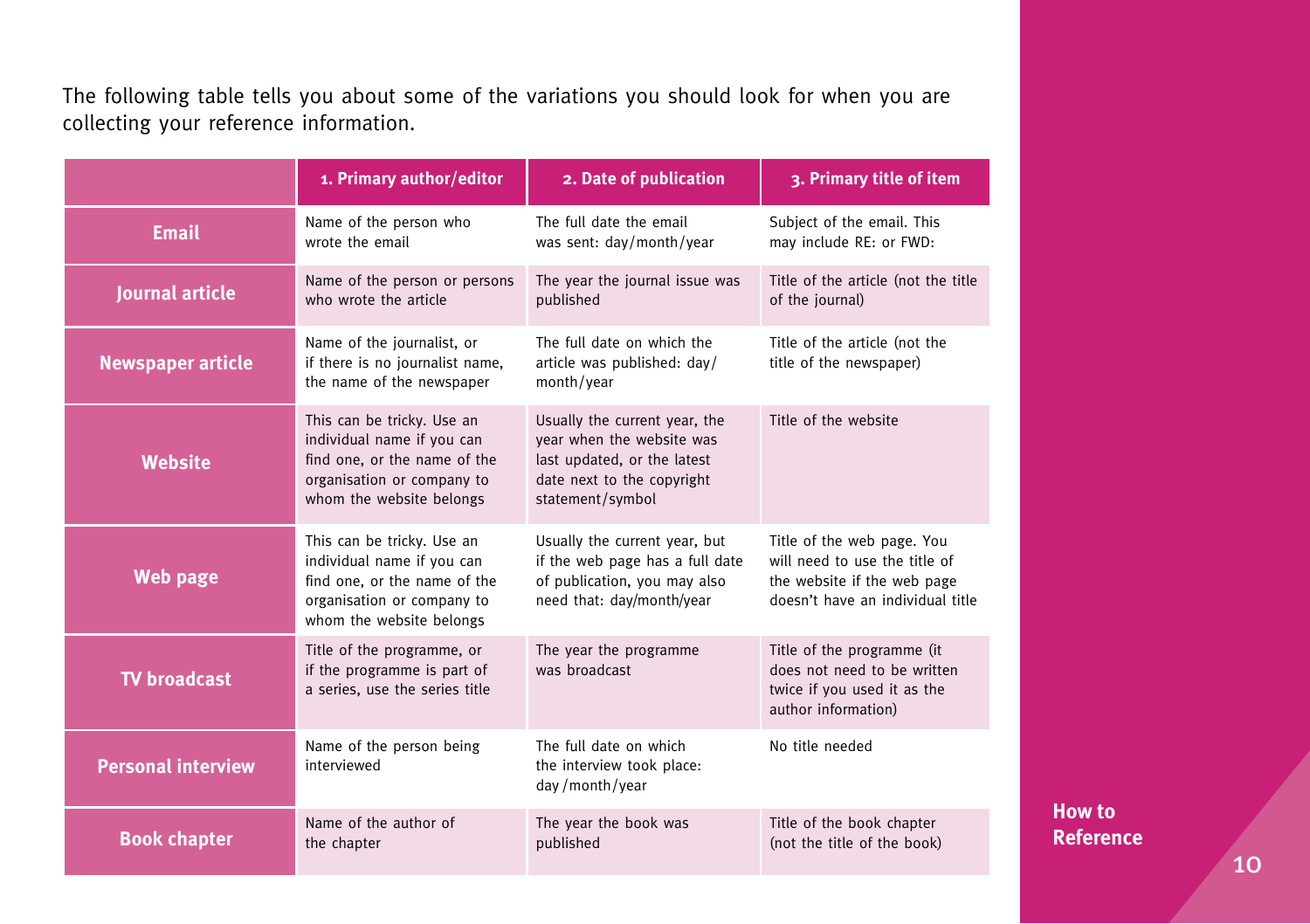The following table tells you about some of the variations you should look for when you are collecting your reference information.

| | 1. Primary author/editor | 2. Date of publication | 3. Primary title of item |
|---|---|---|---|
| **Email** | Name of the person who wrote the email | The full date the email was sent: day/month/year | Subject of the email. This may include RE: or FWD: |
| **Journal article** | Name of the person or persons who wrote the article | The year the journal issue was published | Title of the article (not the title of the journal) |
| **Newspaper article** | Name of the journalist, or if there is no journalist name, the name of the newspaper | The full date on which the article was published: day/month/year | Title of the article (not the title of the newspaper) |
| **Website** | This can be tricky. Use an individual name if you can find one, or the name of the organisation or company to whom the website belongs | Usually the current year, the year when the website was last updated, or the latest date next to the copyright statement/symbol | Title of the website |
| **Web page** | This can be tricky. Use an individual name if you can find one, or the name of the organisation or company to whom the website belongs | Usually the current year, but if the web page has a full date of publication, you may also need that: day/month/year | Title of the web page. You will need to use the title of the website if the web page doesn't have an individual title |
| **TV broadcast** | Title of the programme, or if the programme is part of a series, use the series title | The year the programme was broadcast | Title of the programme (it does not need to be written twice if you used it as the author information) |
| **Personal interview** | Name of the person being interviewed | The full date on which the interview took place: day /month/year | No title needed |
| **Book chapter** | Name of the author of the chapter | The year the book was published | Title of the book chapter (not the title of the book) |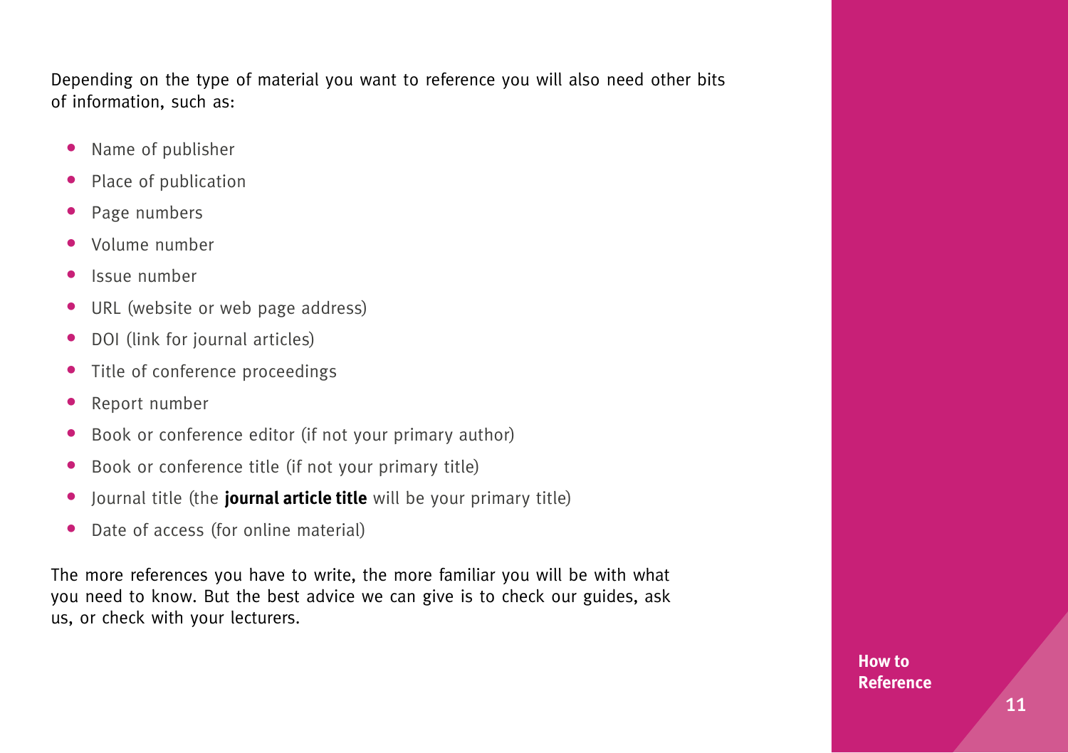Depending on the type of material you want to reference you will also need other bits of information, such as:

- Name of publisher
- Place of publication
- Page numbers
- Volume number
- Issue number
- URL (website or web page address)
- DOI (link for journal articles)
- Title of conference proceedings
- Report number
- Book or conference editor (if not your primary author)
- Book or conference title (if not your primary title)
- Journal title (the **journal article title** will be your primary title)
- Date of access (for online material)

The more references you have to write, the more familiar you will be with what you need to know. But the best advice we can give is to check our guides, ask us, or check with your lecturers.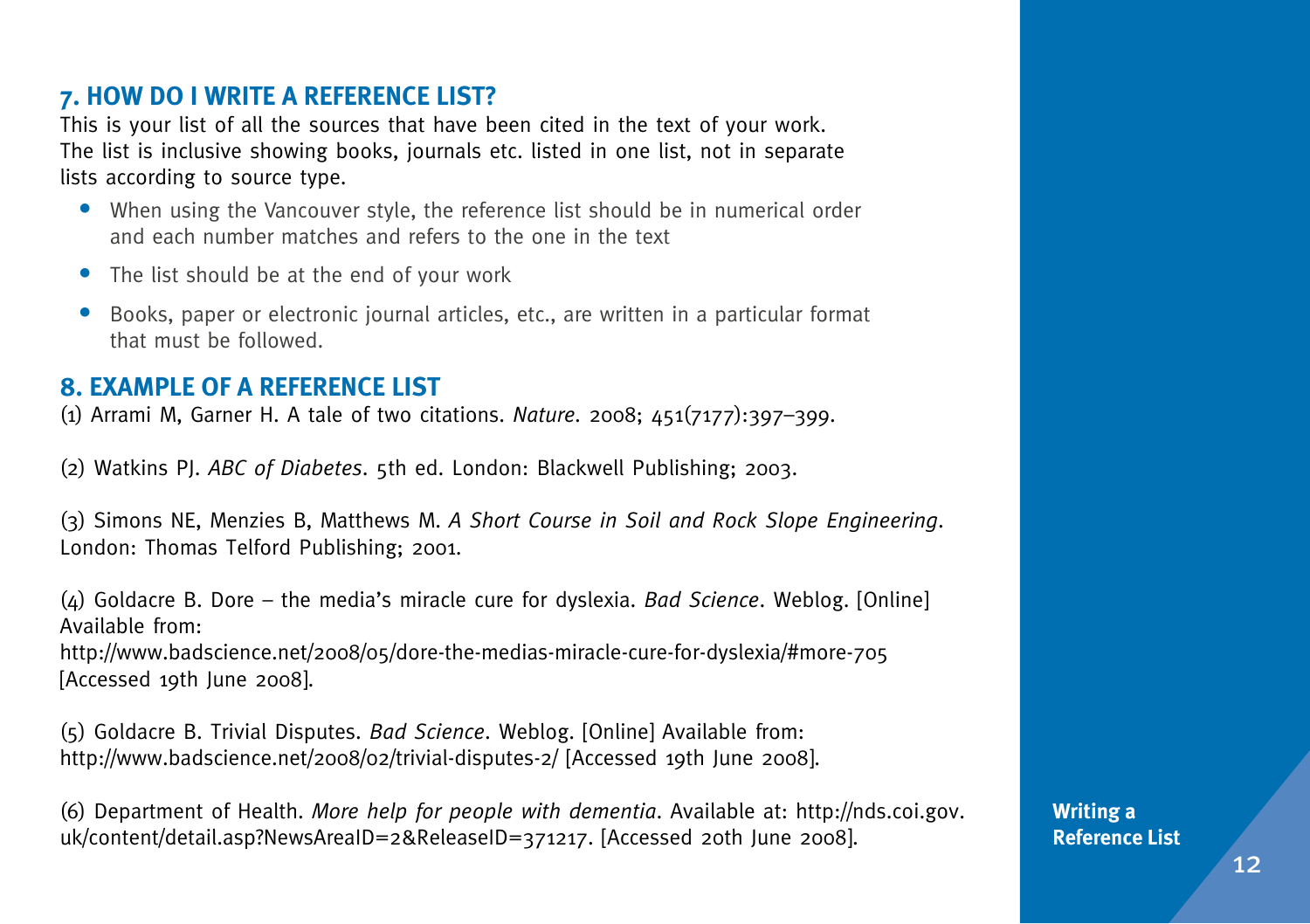## 7. HOW DO I WRITE A REFERENCE LIST?

This is your list of all the sources that have been cited in the text of your work. The list is inclusive showing books, journals etc. listed in one list, not in separate lists according to source type.

- When using the Vancouver style, the reference list should be in numerical order and each number matches and refers to the one in the text
- The list should be at the end of your work
- Books, paper or electronic journal articles, etc., are written in a particular format that must be followed.

## 8. EXAMPLE OF A REFERENCE LIST

(1) Arrami M, Garner H. A tale of two citations. *Nature*. 2008; 451(7177):397–399.

(2) Watkins PJ. *ABC of Diabetes*. 5th ed. London: Blackwell Publishing; 2003.

(3) Simons NE, Menzies B, Matthews M. *A Short Course in Soil and Rock Slope Engineering*. London: Thomas Telford Publishing; 2001.

(4) Goldacre B. Dore – the media's miracle cure for dyslexia. *Bad Science*. Weblog. [Online] Available from: http://www.badscience.net/2008/05/dore-the-medias-miracle-cure-for-dyslexia/#more-705 [Accessed 19th June 2008].

(5) Goldacre B. Trivial Disputes. *Bad Science*. Weblog. [Online] Available from: http://www.badscience.net/2008/02/trivial-disputes-2/ [Accessed 19th June 2008].

(6) Department of Health. *More help for people with dementia*. Available at: http://nds.coi.gov.uk/content/detail.asp?NewsAreaID=2&ReleaseID=371217. [Accessed 20th June 2008].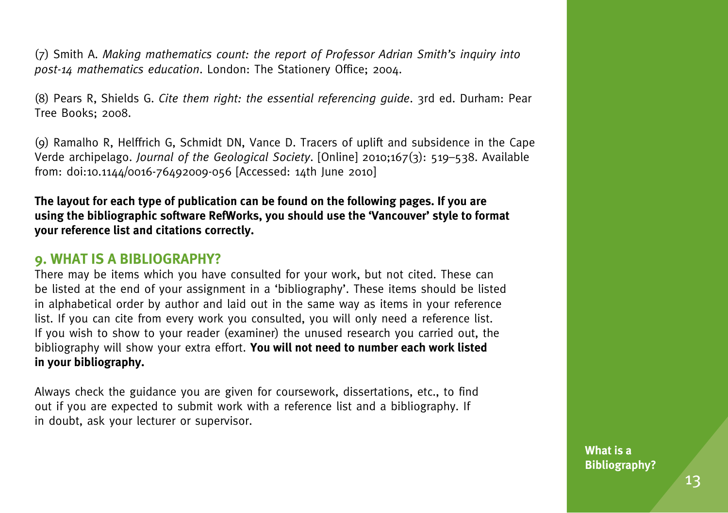(7) Smith A. *Making mathematics count: the report of Professor Adrian Smith's inquiry into post-14 mathematics education*. London: The Stationery Office; 2004.

(8) Pears R, Shields G. *Cite them right: the essential referencing guide*. 3rd ed. Durham: Pear Tree Books; 2008.

(9) Ramalho R, Helffrich G, Schmidt DN, Vance D. Tracers of uplift and subsidence in the Cape Verde archipelago. *Journal of the Geological Society*. [Online] 2010;167(3): 519–538. Available from: doi:10.1144/0016-76492009-056 [Accessed: 14th June 2010]

**The layout for each type of publication can be found on the following pages. If you are using the bibliographic software RefWorks, you should use the 'Vancouver' style to format your reference list and citations correctly.**

## 9. WHAT IS A BIBLIOGRAPHY?

There may be items which you have consulted for your work, but not cited. These can be listed at the end of your assignment in a 'bibliography'. These items should be listed in alphabetical order by author and laid out in the same way as items in your reference list. If you can cite from every work you consulted, you will only need a reference list. If you wish to show to your reader (examiner) the unused research you carried out, the bibliography will show your extra effort. **You will not need to number each work listed in your bibliography.**

Always check the guidance you are given for coursework, dissertations, etc., to find out if you are expected to submit work with a reference list and a bibliography. If in doubt, ask your lecturer or supervisor.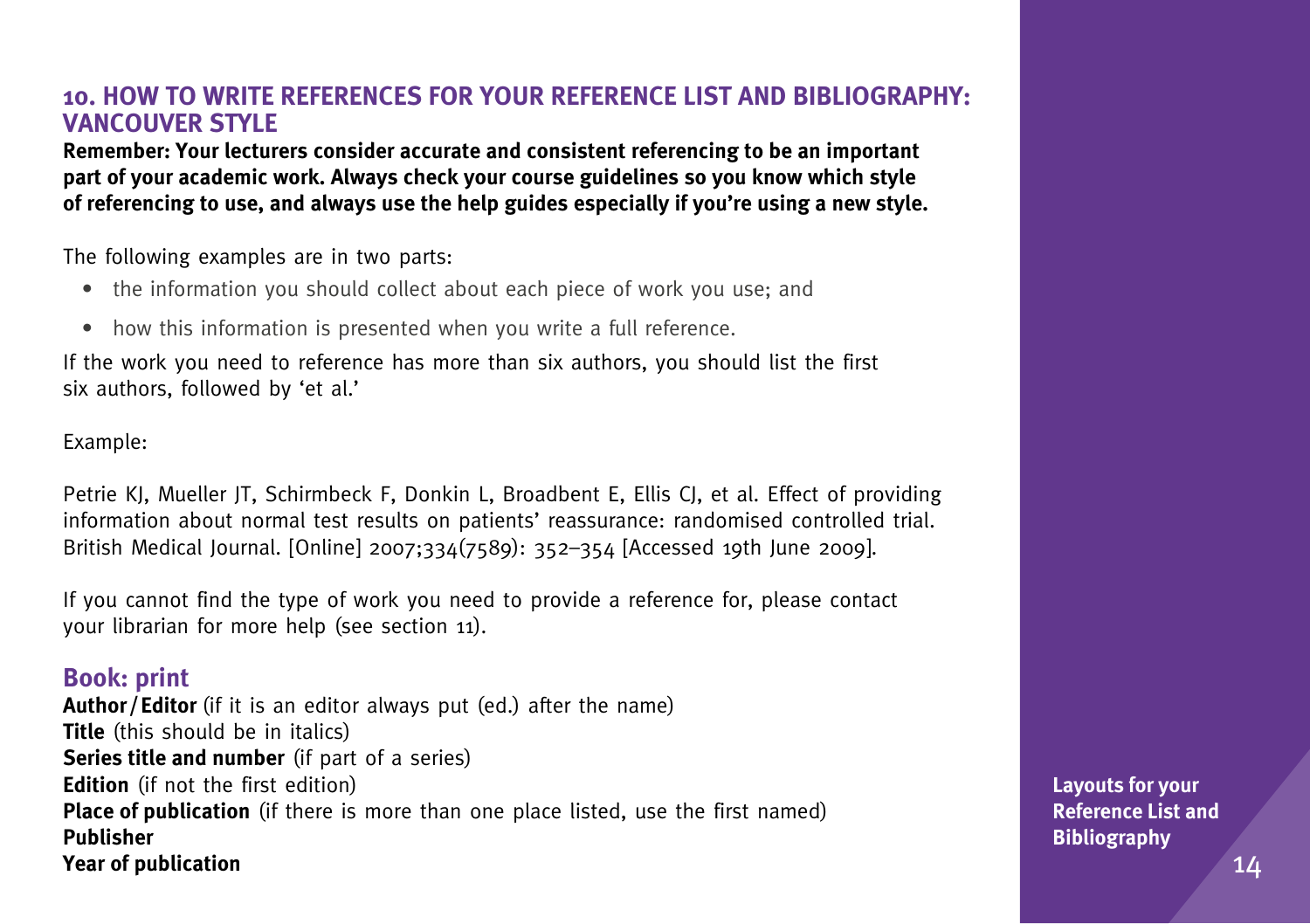## 10. HOW TO WRITE REFERENCES FOR YOUR REFERENCE LIST AND BIBLIOGRAPHY: VANCOUVER STYLE

**Remember: Your lecturers consider accurate and consistent referencing to be an important part of your academic work. Always check your course guidelines so you know which style of referencing to use, and always use the help guides especially if you're using a new style.**

The following examples are in two parts:

- the information you should collect about each piece of work you use; and
- how this information is presented when you write a full reference.

If the work you need to reference has more than six authors, you should list the first six authors, followed by 'et al.'

Example:

Petrie KJ, Mueller JT, Schirmbeck F, Donkin L, Broadbent E, Ellis CJ, et al. Effect of providing information about normal test results on patients' reassurance: randomised controlled trial. British Medical Journal. [Online] 2007;334(7589): 352–354 [Accessed 19th June 2009].

If you cannot find the type of work you need to provide a reference for, please contact your librarian for more help (see section 11).

### Book: print

**Author / Editor** (if it is an editor always put (ed.) after the name)
**Title** (this should be in italics)
**Series title and number** (if part of a series)
**Edition** (if not the first edition)
**Place of publication** (if there is more than one place listed, use the first named)
**Publisher**
**Year of publication**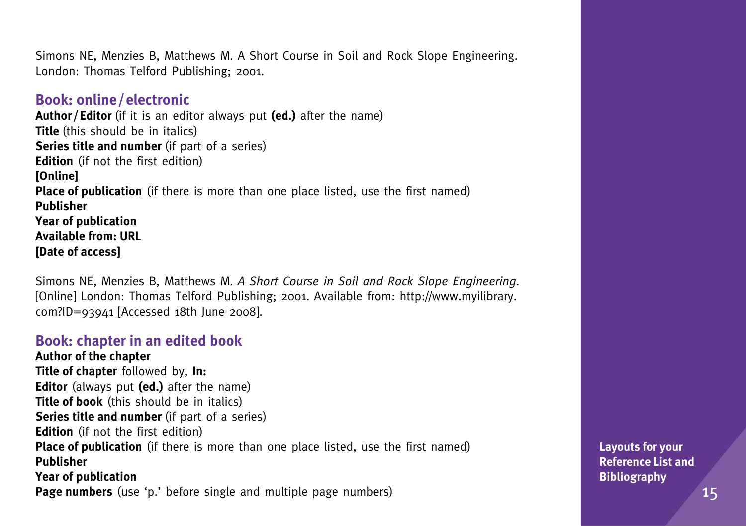Simons NE, Menzies B, Matthews M. A Short Course in Soil and Rock Slope Engineering. London: Thomas Telford Publishing; 2001.

## Book: online / electronic

**Author / Editor** (if it is an editor always put **(ed.)** after the name)
**Title** (this should be in italics)
**Series title and number** (if part of a series)
**Edition** (if not the first edition)
**[Online]**
**Place of publication** (if there is more than one place listed, use the first named)
**Publisher**
**Year of publication**
**Available from: URL**
**[Date of access]**

Simons NE, Menzies B, Matthews M. *A Short Course in Soil and Rock Slope Engineering*. [Online] London: Thomas Telford Publishing; 2001. Available from: http://www.myilibrary.com?ID=93941 [Accessed 18th June 2008].

## Book: chapter in an edited book

**Author of the chapter**
**Title of chapter** followed by, **In:**
**Editor** (always put **(ed.)** after the name)
**Title of book** (this should be in italics)
**Series title and number** (if part of a series)
**Edition** (if not the first edition)
**Place of publication** (if there is more than one place listed, use the first named)
**Publisher**
**Year of publication**
**Page numbers** (use 'p.' before single and multiple page numbers)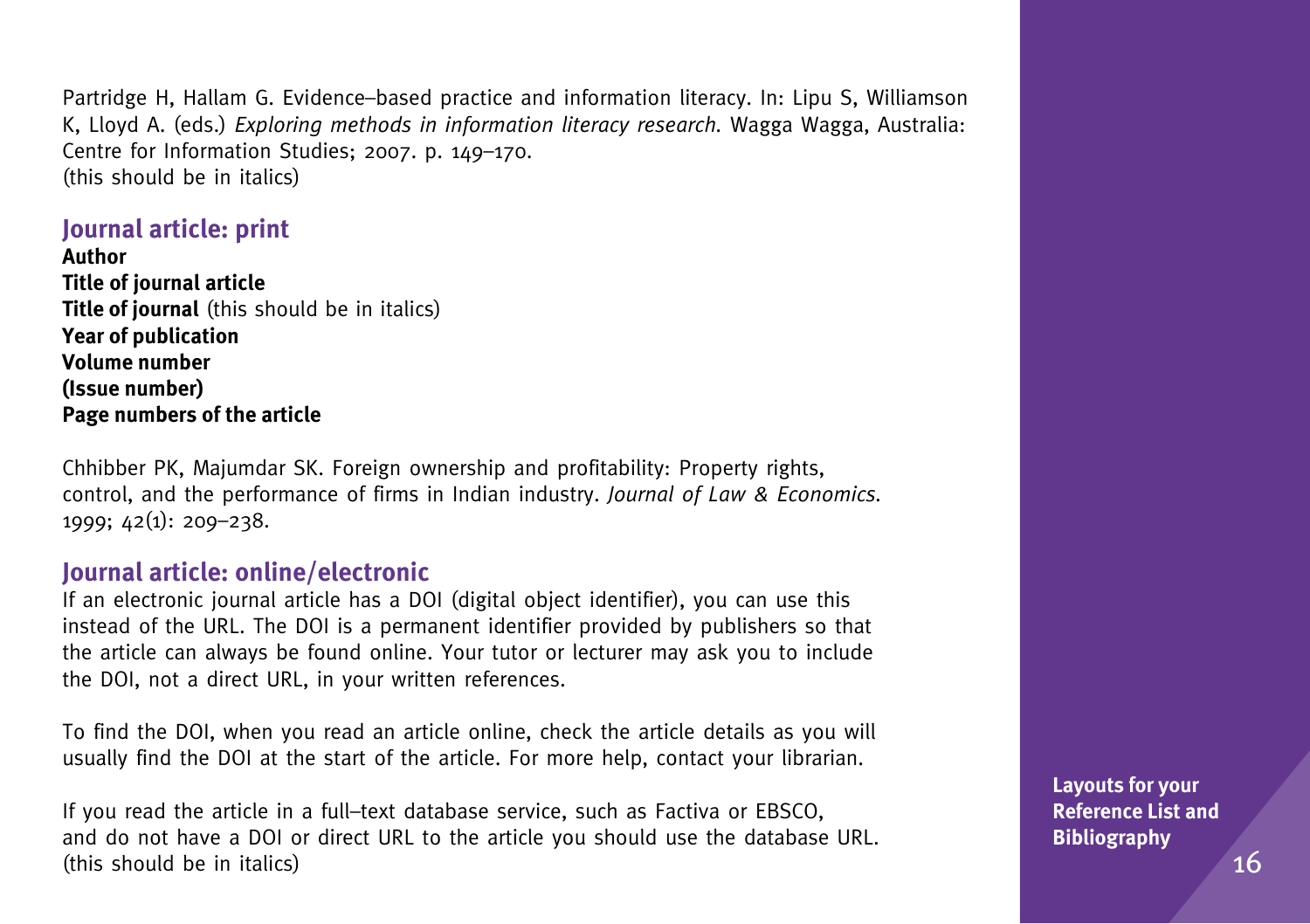Partridge H, Hallam G. Evidence–based practice and information literacy. In: Lipu S, Williamson K, Lloyd A. (eds.) *Exploring methods in information literacy research*. Wagga Wagga, Australia: Centre for Information Studies; 2007. p. 149–170.
(this should be in italics)

## Journal article: print

**Author**
**Title of journal article**
**Title of journal** (this should be in italics)
**Year of publication**
**Volume number**
**(Issue number)**
**Page numbers of the article**

Chhibber PK, Majumdar SK. Foreign ownership and profitability: Property rights, control, and the performance of firms in Indian industry. *Journal of Law & Economics*. 1999; 42(1): 209–238.

## Journal article: online/electronic

If an electronic journal article has a DOI (digital object identifier), you can use this instead of the URL. The DOI is a permanent identifier provided by publishers so that the article can always be found online. Your tutor or lecturer may ask you to include the DOI, not a direct URL, in your written references.

To find the DOI, when you read an article online, check the article details as you will usually find the DOI at the start of the article. For more help, contact your librarian.

If you read the article in a full–text database service, such as Factiva or EBSCO, and do not have a DOI or direct URL to the article you should use the database URL.
(this should be in italics)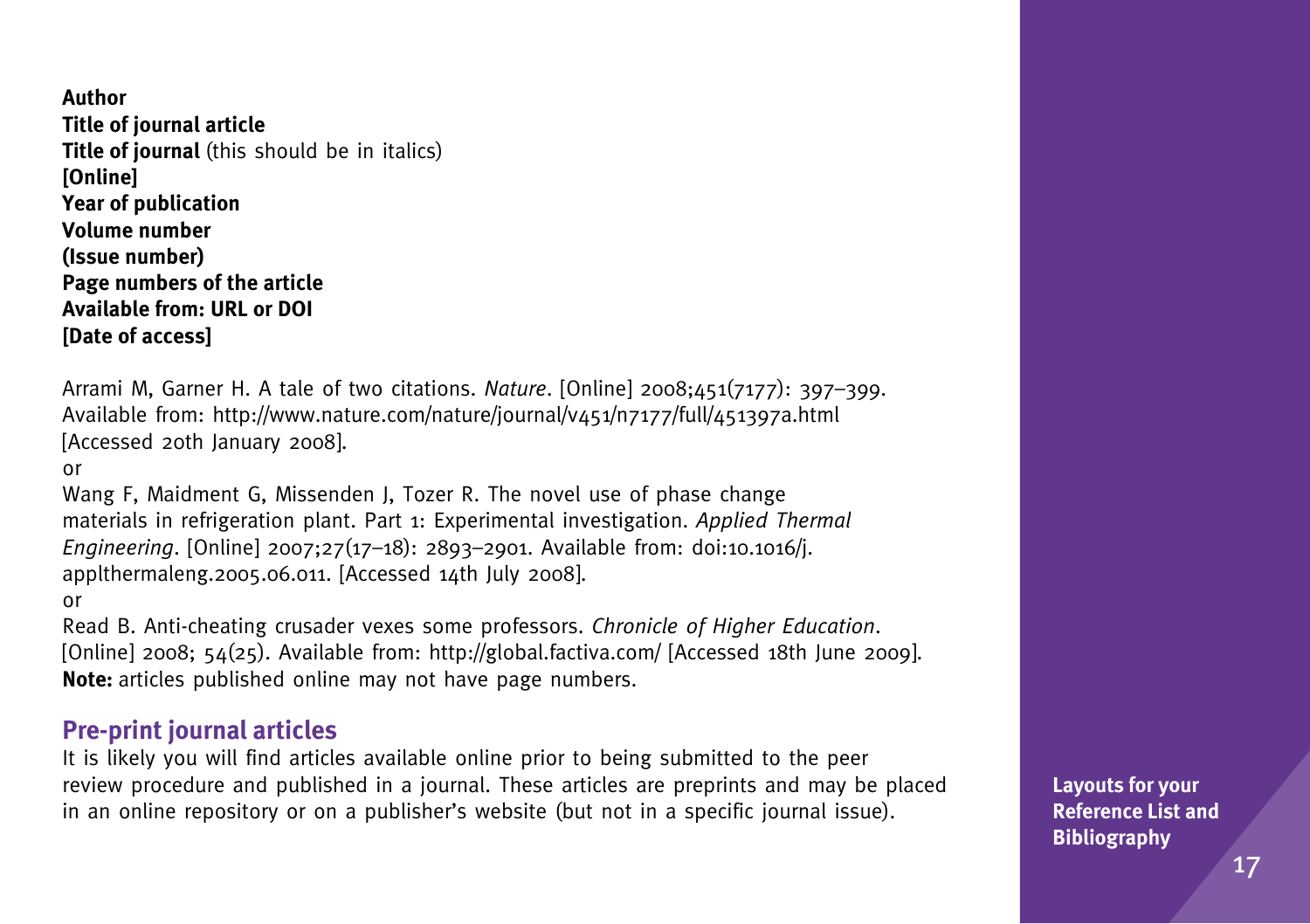**Author**
**Title of journal article**
**Title of journal** (this should be in italics)
**[Online]**
**Year of publication**
**Volume number**
**(Issue number)**
**Page numbers of the article**
**Available from: URL or DOI**
**[Date of access]**

Arrami M, Garner H. A tale of two citations. *Nature*. [Online] 2008;451(7177): 397–399. Available from: http://www.nature.com/nature/journal/v451/n7177/full/451397a.html [Accessed 20th January 2008].

or

Wang F, Maidment G, Missenden J, Tozer R. The novel use of phase change materials in refrigeration plant. Part 1: Experimental investigation. *Applied Thermal Engineering*. [Online] 2007;27(17–18): 2893–2901. Available from: doi:10.1016/j.applthermaleng.2005.06.011. [Accessed 14th July 2008].

or

Read B. Anti-cheating crusader vexes some professors. *Chronicle of Higher Education*. [Online] 2008; 54(25). Available from: http://global.factiva.com/ [Accessed 18th June 2009].

**Note:** articles published online may not have page numbers.

## Pre-print journal articles

It is likely you will find articles available online prior to being submitted to the peer review procedure and published in a journal. These articles are preprints and may be placed in an online repository or on a publisher's website (but not in a specific journal issue).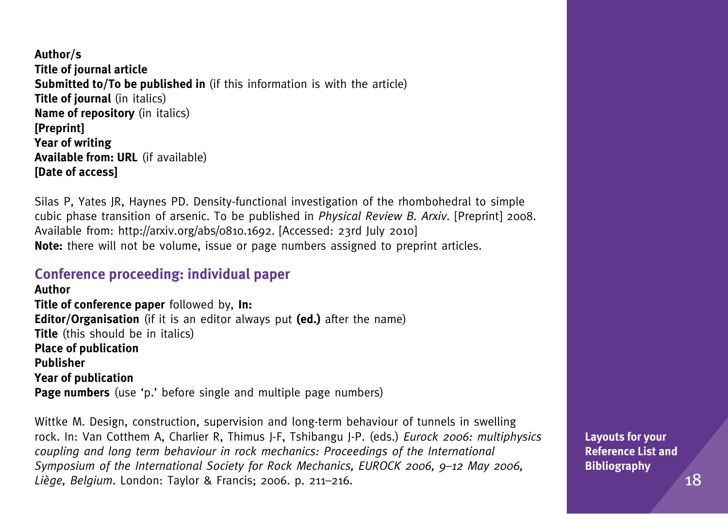**Author/s**
**Title of journal article**
**Submitted to/To be published in** (if this information is with the article)
**Title of journal** (in italics)
**Name of repository** (in italics)
**[Preprint]**
**Year of writing**
**Available from: URL** (if available)
**[Date of access]**

Silas P, Yates JR, Haynes PD. Density-functional investigation of the rhombohedral to simple cubic phase transition of arsenic. To be published in *Physical Review B*. *Arxiv*. [Preprint] 2008. Available from: http://arxiv.org/abs/0810.1692. [Accessed: 23rd July 2010]
**Note:** there will not be volume, issue or page numbers assigned to preprint articles.

## Conference proceeding: individual paper

**Author**
**Title of conference paper** followed by, **In:**
**Editor/Organisation** (if it is an editor always put **(ed.)** after the name)
**Title** (this should be in italics)
**Place of publication**
**Publisher**
**Year of publication**
**Page numbers** (use 'p.' before single and multiple page numbers)

Wittke M. Design, construction, supervision and long-term behaviour of tunnels in swelling rock. In: Van Cotthem A, Charlier R, Thimus J-F, Tshibangu J-P. (eds.) *Eurock 2006: multiphysics coupling and long term behaviour in rock mechanics: Proceedings of the International Symposium of the International Society for Rock Mechanics, EUROCK 2006, 9–12 May 2006, Liège, Belgium*. London: Taylor & Francis; 2006. p. 211–216.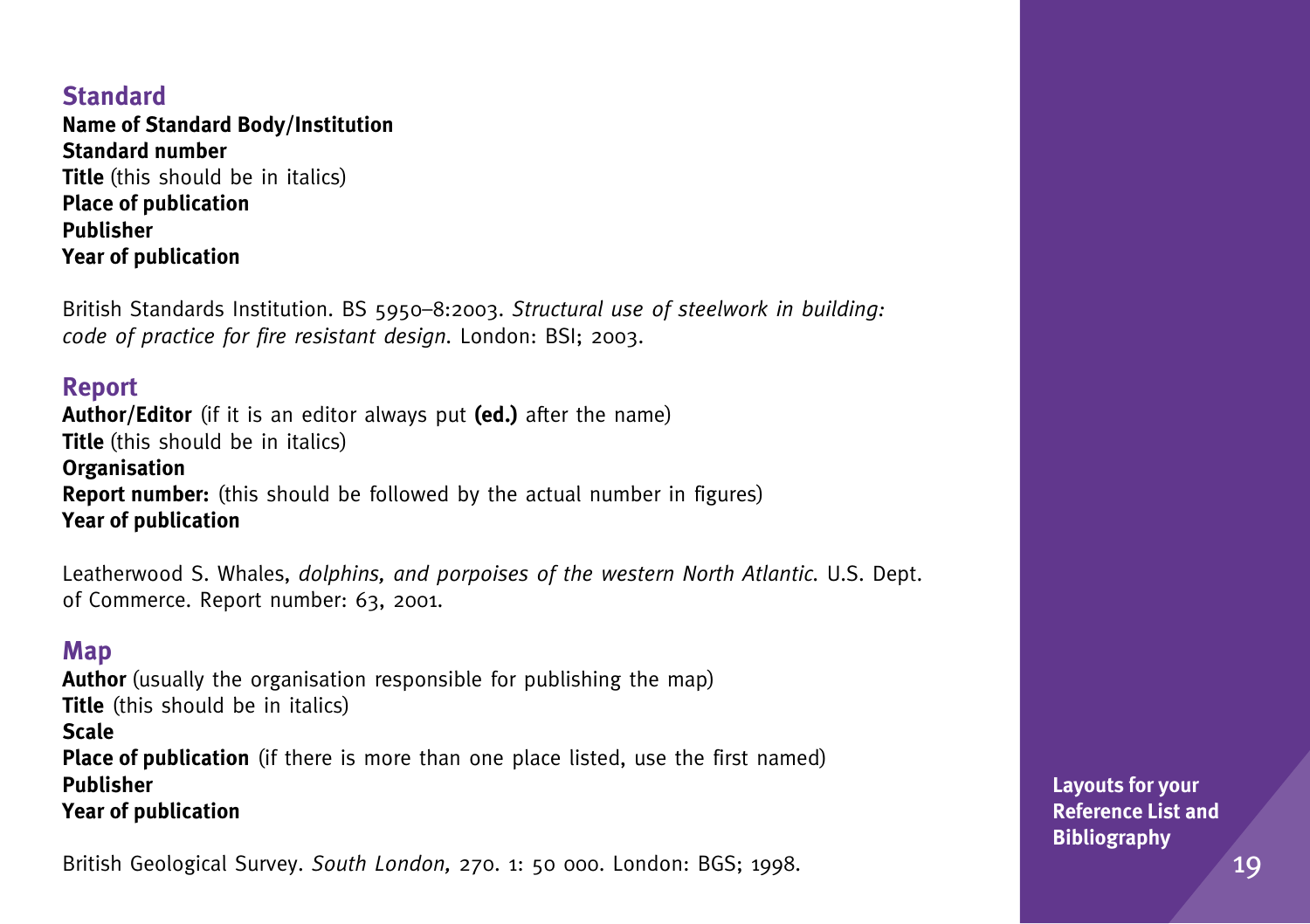## Standard

**Name of Standard Body/Institution**
**Standard number**
**Title** (this should be in italics)
**Place of publication**
**Publisher**
**Year of publication**

British Standards Institution. BS 5950–8:2003. *Structural use of steelwork in building: code of practice for fire resistant design*. London: BSI; 2003.

## Report

**Author/Editor** (if it is an editor always put **(ed.)** after the name)
**Title** (this should be in italics)
**Organisation**
**Report number:** (this should be followed by the actual number in figures)
**Year of publication**

Leatherwood S. Whales, *dolphins, and porpoises of the western North Atlantic*. U.S. Dept. of Commerce. Report number: 63, 2001.

## Map

**Author** (usually the organisation responsible for publishing the map)
**Title** (this should be in italics)
**Scale**
**Place of publication** (if there is more than one place listed, use the first named)
**Publisher**
**Year of publication**

British Geological Survey. *South London,* 270. 1: 50 000. London: BGS; 1998.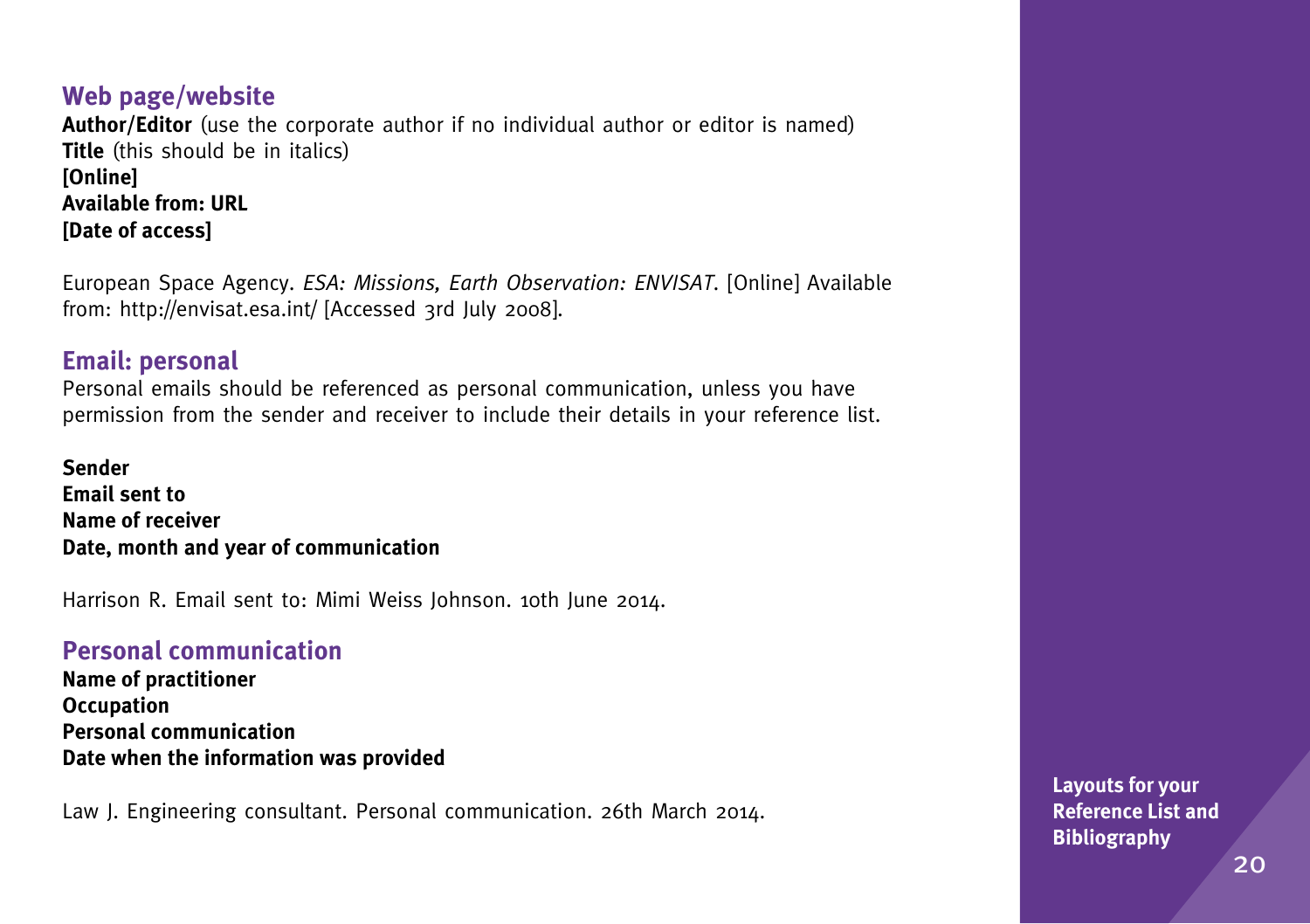## Web page/website

**Author/Editor** (use the corporate author if no individual author or editor is named)
**Title** (this should be in italics)
**[Online]**
**Available from: URL**
**[Date of access]**

European Space Agency. *ESA: Missions, Earth Observation: ENVISAT*. [Online] Available from: http://envisat.esa.int/ [Accessed 3rd July 2008].

## Email: personal

Personal emails should be referenced as personal communication, unless you have permission from the sender and receiver to include their details in your reference list.

**Sender**
**Email sent to**
**Name of receiver**
**Date, month and year of communication**

Harrison R. Email sent to: Mimi Weiss Johnson. 10th June 2014.

## Personal communication

**Name of practitioner**
**Occupation**
**Personal communication**
**Date when the information was provided**

Law J. Engineering consultant. Personal communication. 26th March 2014.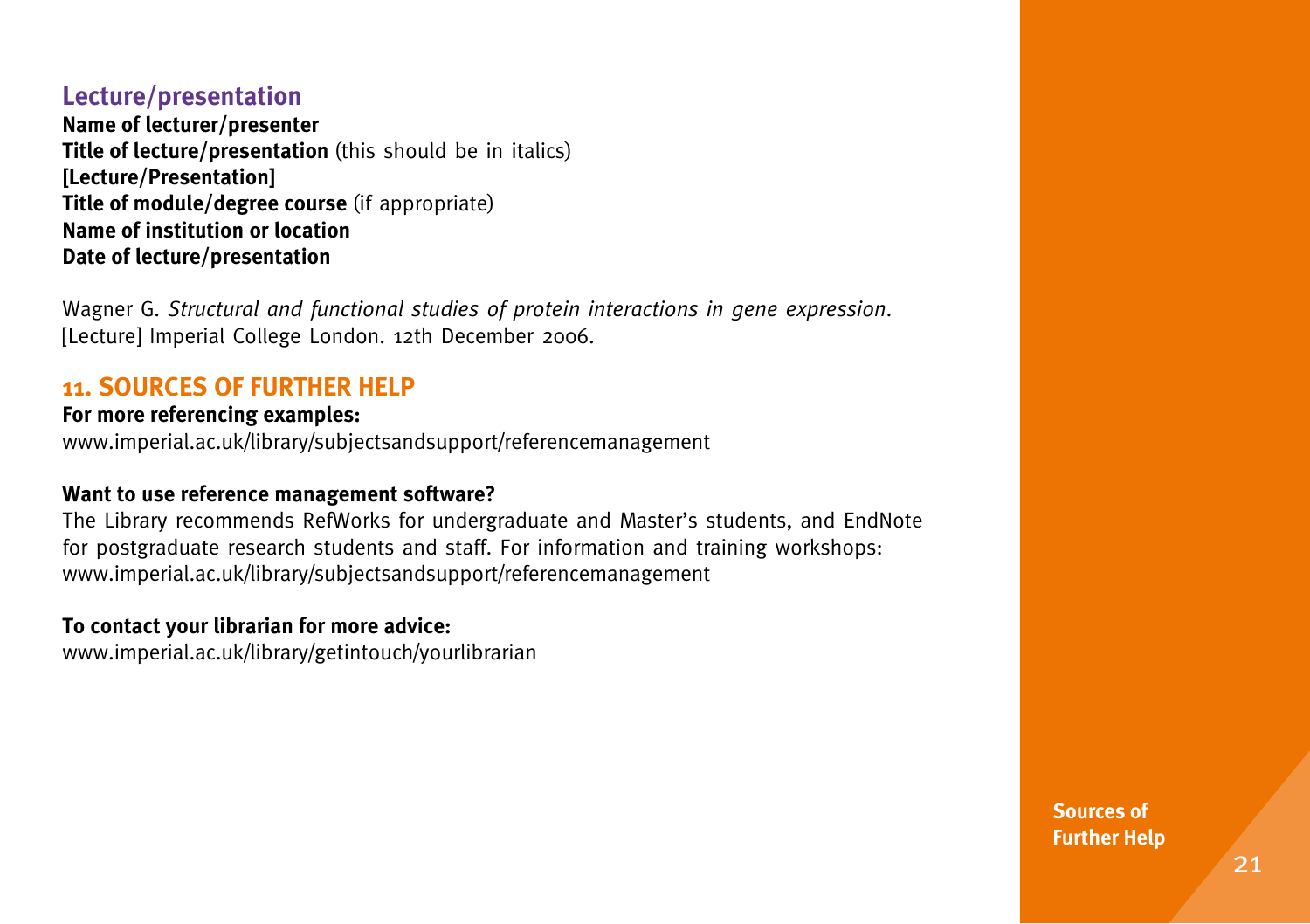### Lecture/presentation

**Name of lecturer/presenter**
**Title of lecture/presentation** (this should be in italics)
**[Lecture/Presentation]**
**Title of module/degree course** (if appropriate)
**Name of institution or location**
**Date of lecture/presentation**

Wagner G. *Structural and functional studies of protein interactions in gene expression*. [Lecture] Imperial College London. 12th December 2006.

## 11. SOURCES OF FURTHER HELP

**For more referencing examples:**
www.imperial.ac.uk/library/subjectsandsupport/referencemanagement

**Want to use reference management software?**
The Library recommends RefWorks for undergraduate and Master's students, and EndNote for postgraduate research students and staff. For information and training workshops:
www.imperial.ac.uk/library/subjectsandsupport/referencemanagement

**To contact your librarian for more advice:**
www.imperial.ac.uk/library/getintouch/yourlibrarian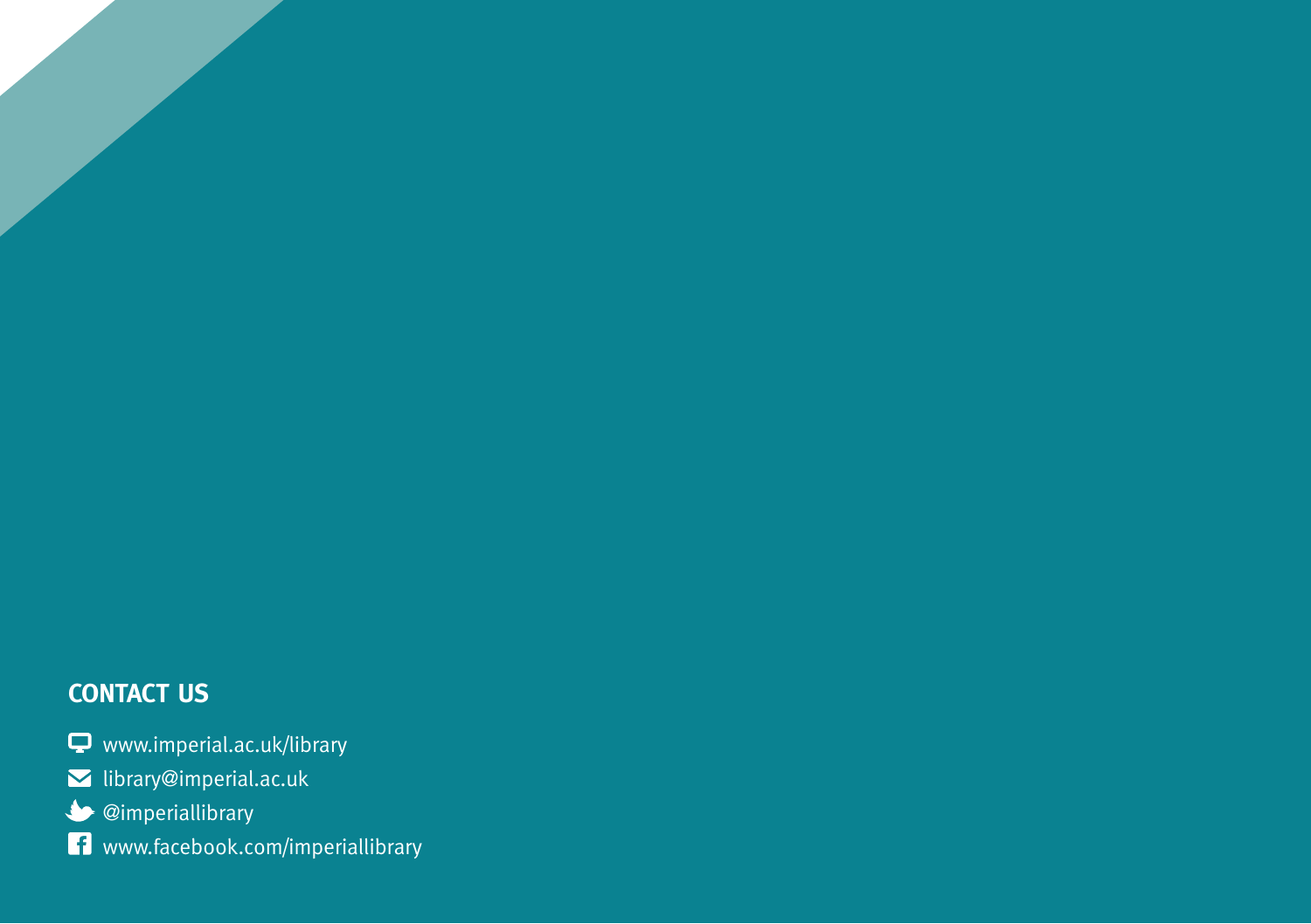## CONTACT US

- www.imperial.ac.uk/library
- library@imperial.ac.uk
- @imperiallibrary
- www.facebook.com/imperiallibrary